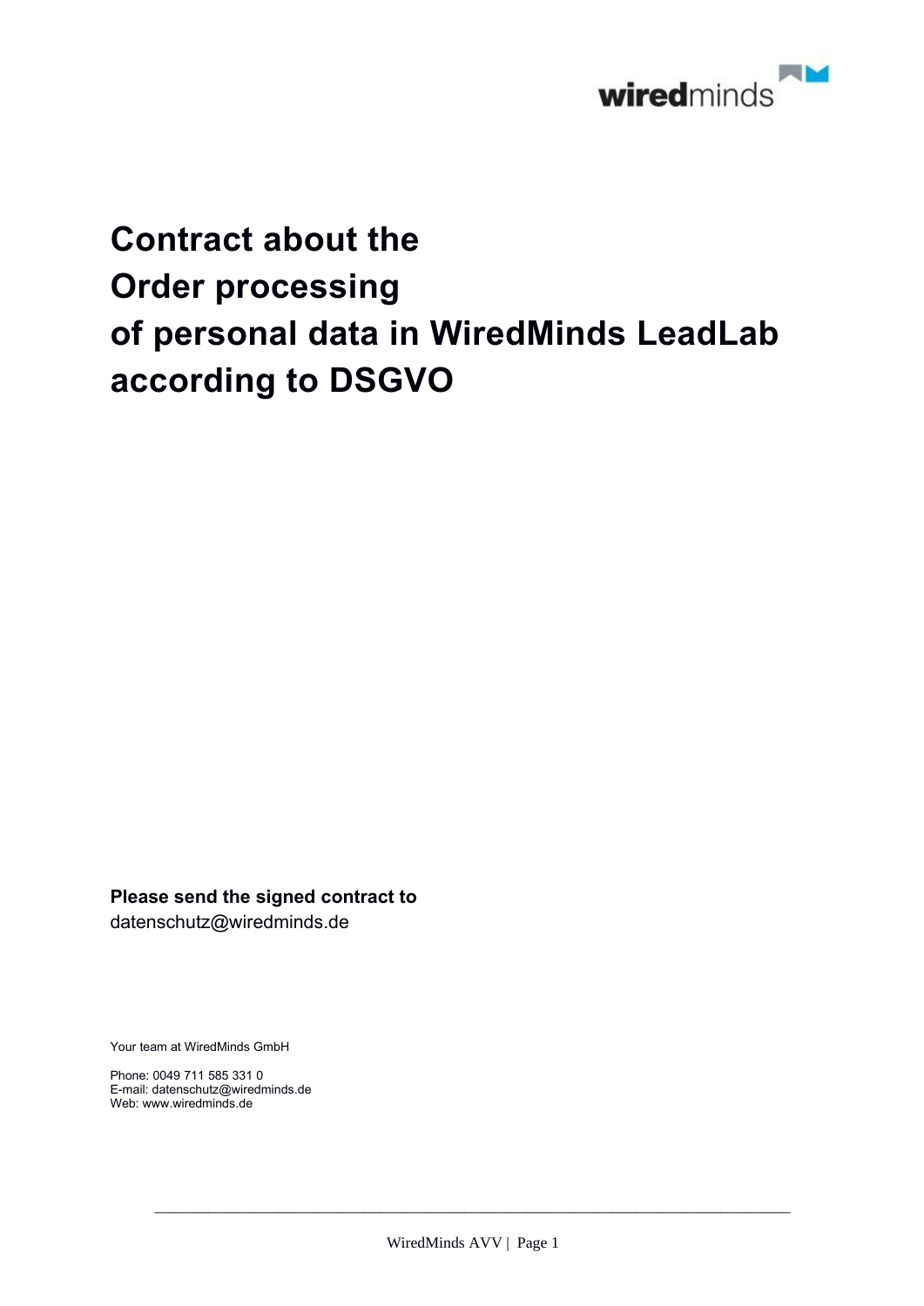# Contract about the Order processing of personal data in WiredMinds LeadLab according to DSGVO

**Please send the signed contract to**
datenschutz@wiredminds.de

Your team at WiredMinds GmbH

Phone: 0049 711 585 331 0
E-mail: datenschutz@wiredminds.de
Web: www.wiredminds.de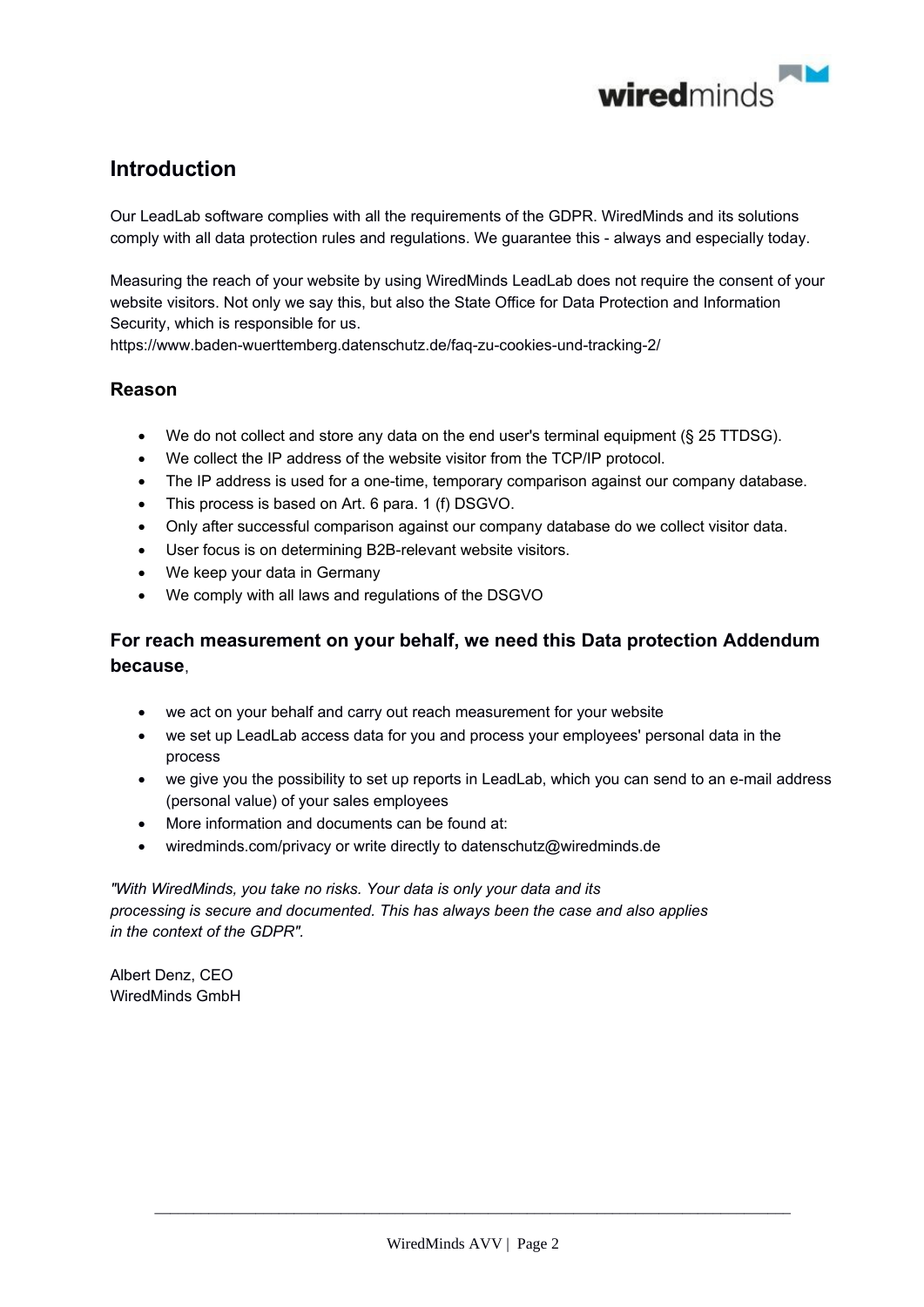## Introduction

Our LeadLab software complies with all the requirements of the GDPR. WiredMinds and its solutions comply with all data protection rules and regulations. We guarantee this - always and especially today.

Measuring the reach of your website by using WiredMinds LeadLab does not require the consent of your website visitors. Not only we say this, but also the State Office for Data Protection and Information Security, which is responsible for us.
https://www.baden-wuerttemberg.datenschutz.de/faq-zu-cookies-und-tracking-2/

### Reason

- We do not collect and store any data on the end user's terminal equipment (§ 25 TTDSG).
- We collect the IP address of the website visitor from the TCP/IP protocol.
- The IP address is used for a one-time, temporary comparison against our company database.
- This process is based on Art. 6 para. 1 (f) DSGVO.
- Only after successful comparison against our company database do we collect visitor data.
- User focus is on determining B2B-relevant website visitors.
- We keep your data in Germany
- We comply with all laws and regulations of the DSGVO

### For reach measurement on your behalf, we need this Data protection Addendum because,

- we act on your behalf and carry out reach measurement for your website
- we set up LeadLab access data for you and process your employees' personal data in the process
- we give you the possibility to set up reports in LeadLab, which you can send to an e-mail address (personal value) of your sales employees
- More information and documents can be found at:
- wiredminds.com/privacy or write directly to datenschutz@wiredminds.de

*"With WiredMinds, you take no risks. Your data is only your data and its processing is secure and documented. This has always been the case and also applies in the context of the GDPR".*

Albert Denz, CEO
WiredMinds GmbH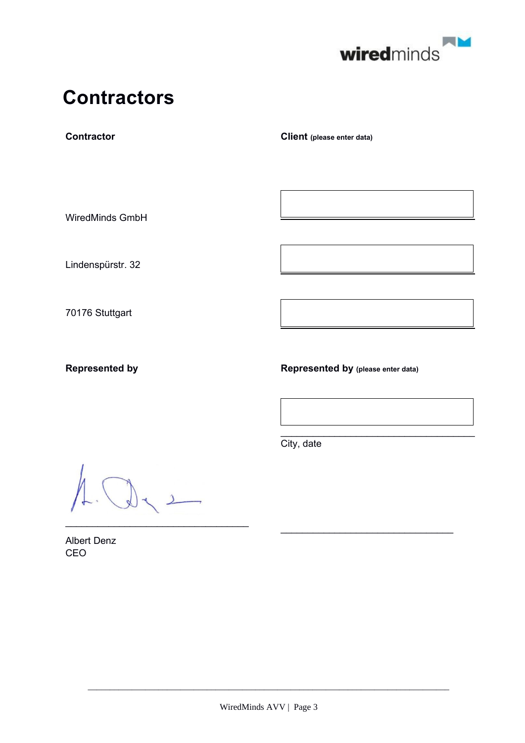# Contractors

| **Contractor** | **Client** (please enter data) |
|---|---|
| WiredMinds GmbH | |
| Lindenspürstr. 32 | |
| 70176 Stuttgart | |
| **Represented by** | **Represented by** (please enter data) |
| | |
| | City, date |
| Albert Denz<br>CEO | |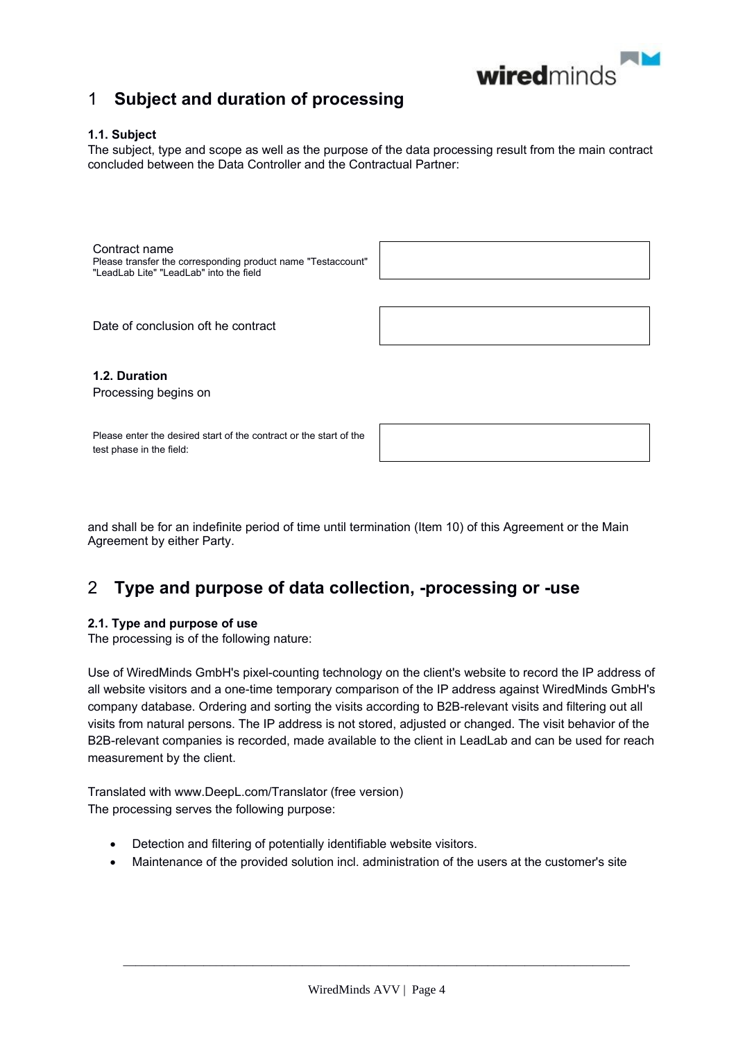# 1 Subject and duration of processing

**1.1. Subject**

The subject, type and scope as well as the purpose of the data processing result from the main contract concluded between the Data Controller and the Contractual Partner:

| | |
|---|---|
| Contract name<br>Please transfer the corresponding product name "Testaccount" "LeadLab Lite" "LeadLab" into the field | |
| Date of conclusion oft he contract | |

**1.2. Duration**

Processing begins on

| | |
|---|---|
| Please enter the desired start of the contract or the start of the test phase in the field: | |

and shall be for an indefinite period of time until termination (Item 10) of this Agreement or the Main Agreement by either Party.

# 2 Type and purpose of data collection, -processing or -use

**2.1. Type and purpose of use**

The processing is of the following nature:

Use of WiredMinds GmbH's pixel-counting technology on the client's website to record the IP address of all website visitors and a one-time temporary comparison of the IP address against WiredMinds GmbH's company database. Ordering and sorting the visits according to B2B-relevant visits and filtering out all visits from natural persons. The IP address is not stored, adjusted or changed. The visit behavior of the B2B-relevant companies is recorded, made available to the client in LeadLab and can be used for reach measurement by the client.

Translated with www.DeepL.com/Translator (free version)

The processing serves the following purpose:

- Detection and filtering of potentially identifiable website visitors.
- Maintenance of the provided solution incl. administration of the users at the customer's site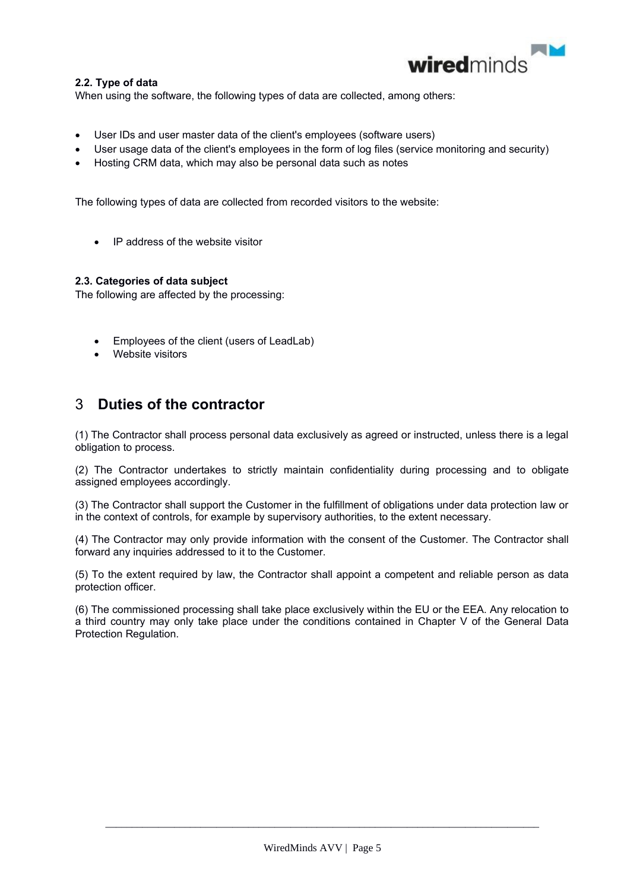### 2.2. Type of data

When using the software, the following types of data are collected, among others:

- User IDs and user master data of the client's employees (software users)
- User usage data of the client's employees in the form of log files (service monitoring and security)
- Hosting CRM data, which may also be personal data such as notes

The following types of data are collected from recorded visitors to the website:

- IP address of the website visitor

### 2.3. Categories of data subject

The following are affected by the processing:

- Employees of the client (users of LeadLab)
- Website visitors

## 3 Duties of the contractor

(1) The Contractor shall process personal data exclusively as agreed or instructed, unless there is a legal obligation to process.

(2) The Contractor undertakes to strictly maintain confidentiality during processing and to obligate assigned employees accordingly.

(3) The Contractor shall support the Customer in the fulfillment of obligations under data protection law or in the context of controls, for example by supervisory authorities, to the extent necessary.

(4) The Contractor may only provide information with the consent of the Customer. The Contractor shall forward any inquiries addressed to it to the Customer.

(5) To the extent required by law, the Contractor shall appoint a competent and reliable person as data protection officer.

(6) The commissioned processing shall take place exclusively within the EU or the EEA. Any relocation to a third country may only take place under the conditions contained in Chapter V of the General Data Protection Regulation.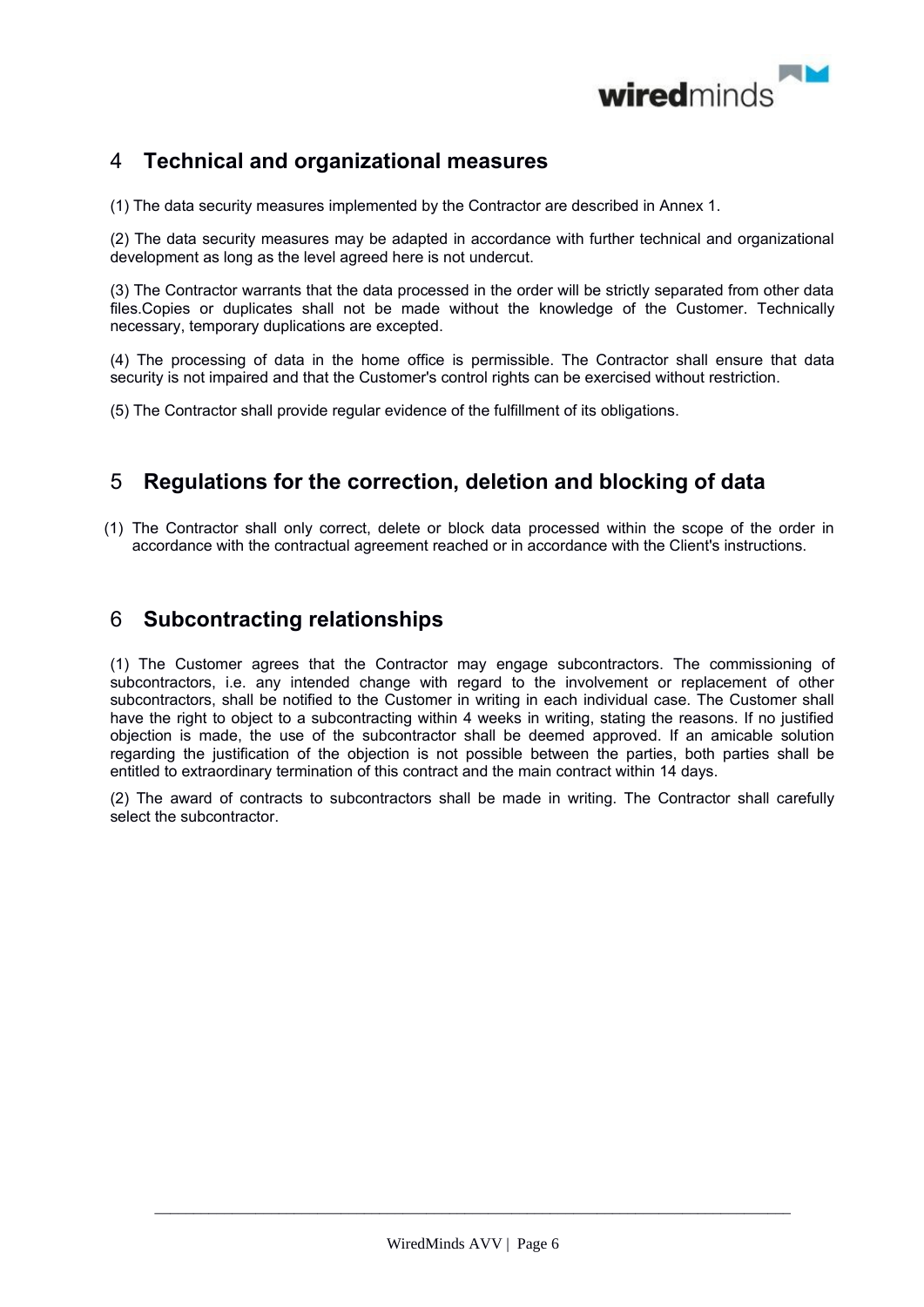## 4 Technical and organizational measures

(1) The data security measures implemented by the Contractor are described in Annex 1.

(2) The data security measures may be adapted in accordance with further technical and organizational development as long as the level agreed here is not undercut.

(3) The Contractor warrants that the data processed in the order will be strictly separated from other data files.Copies or duplicates shall not be made without the knowledge of the Customer. Technically necessary, temporary duplications are excepted.

(4) The processing of data in the home office is permissible. The Contractor shall ensure that data security is not impaired and that the Customer's control rights can be exercised without restriction.

(5) The Contractor shall provide regular evidence of the fulfillment of its obligations.

## 5 Regulations for the correction, deletion and blocking of data

(1) The Contractor shall only correct, delete or block data processed within the scope of the order in accordance with the contractual agreement reached or in accordance with the Client's instructions.

## 6 Subcontracting relationships

(1) The Customer agrees that the Contractor may engage subcontractors. The commissioning of subcontractors, i.e. any intended change with regard to the involvement or replacement of other subcontractors, shall be notified to the Customer in writing in each individual case. The Customer shall have the right to object to a subcontracting within 4 weeks in writing, stating the reasons. If no justified objection is made, the use of the subcontractor shall be deemed approved. If an amicable solution regarding the justification of the objection is not possible between the parties, both parties shall be entitled to extraordinary termination of this contract and the main contract within 14 days.

(2) The award of contracts to subcontractors shall be made in writing. The Contractor shall carefully select the subcontractor.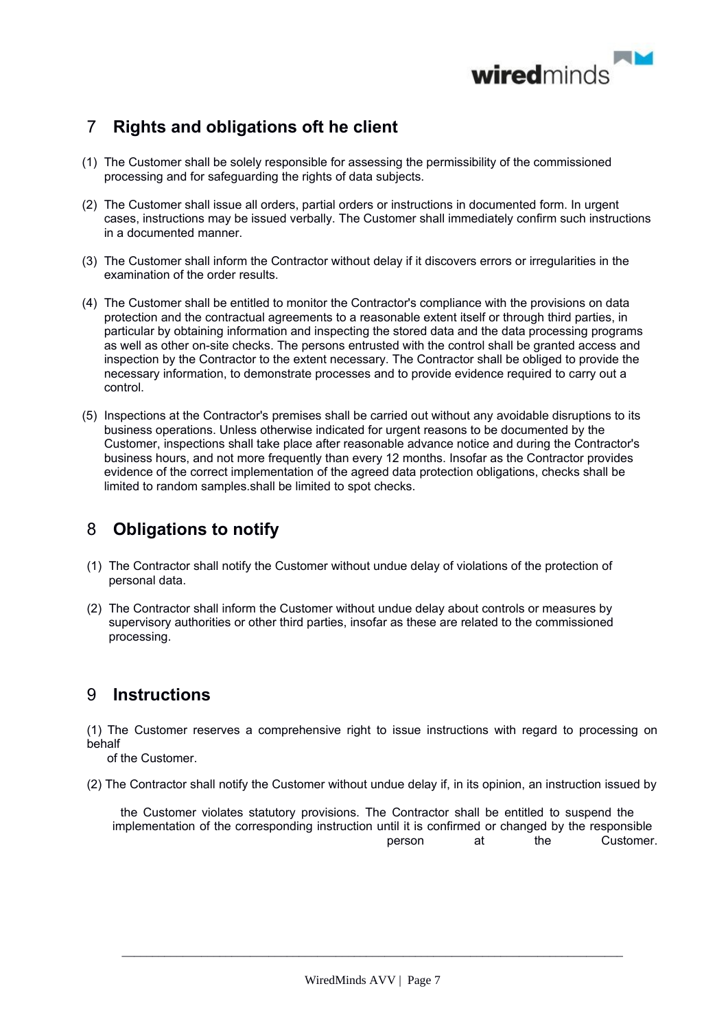## 7 Rights and obligations oft he client

(1) The Customer shall be solely responsible for assessing the permissibility of the commissioned processing and for safeguarding the rights of data subjects.

(2) The Customer shall issue all orders, partial orders or instructions in documented form. In urgent cases, instructions may be issued verbally. The Customer shall immediately confirm such instructions in a documented manner.

(3) The Customer shall inform the Contractor without delay if it discovers errors or irregularities in the examination of the order results.

(4) The Customer shall be entitled to monitor the Contractor's compliance with the provisions on data protection and the contractual agreements to a reasonable extent itself or through third parties, in particular by obtaining information and inspecting the stored data and the data processing programs as well as other on-site checks. The persons entrusted with the control shall be granted access and inspection by the Contractor to the extent necessary. The Contractor shall be obliged to provide the necessary information, to demonstrate processes and to provide evidence required to carry out a control.

(5) Inspections at the Contractor's premises shall be carried out without any avoidable disruptions to its business operations. Unless otherwise indicated for urgent reasons to be documented by the Customer, inspections shall take place after reasonable advance notice and during the Contractor's business hours, and not more frequently than every 12 months. Insofar as the Contractor provides evidence of the correct implementation of the agreed data protection obligations, checks shall be limited to random samples.shall be limited to spot checks.

## 8 Obligations to notify

(1) The Contractor shall notify the Customer without undue delay of violations of the protection of personal data.

(2) The Contractor shall inform the Customer without undue delay about controls or measures by supervisory authorities or other third parties, insofar as these are related to the commissioned processing.

## 9 Instructions

(1) The Customer reserves a comprehensive right to issue instructions with regard to processing on behalf of the Customer.

(2) The Contractor shall notify the Customer without undue delay if, in its opinion, an instruction issued by the Customer violates statutory provisions. The Contractor shall be entitled to suspend the implementation of the corresponding instruction until it is confirmed or changed by the responsible person at the Customer.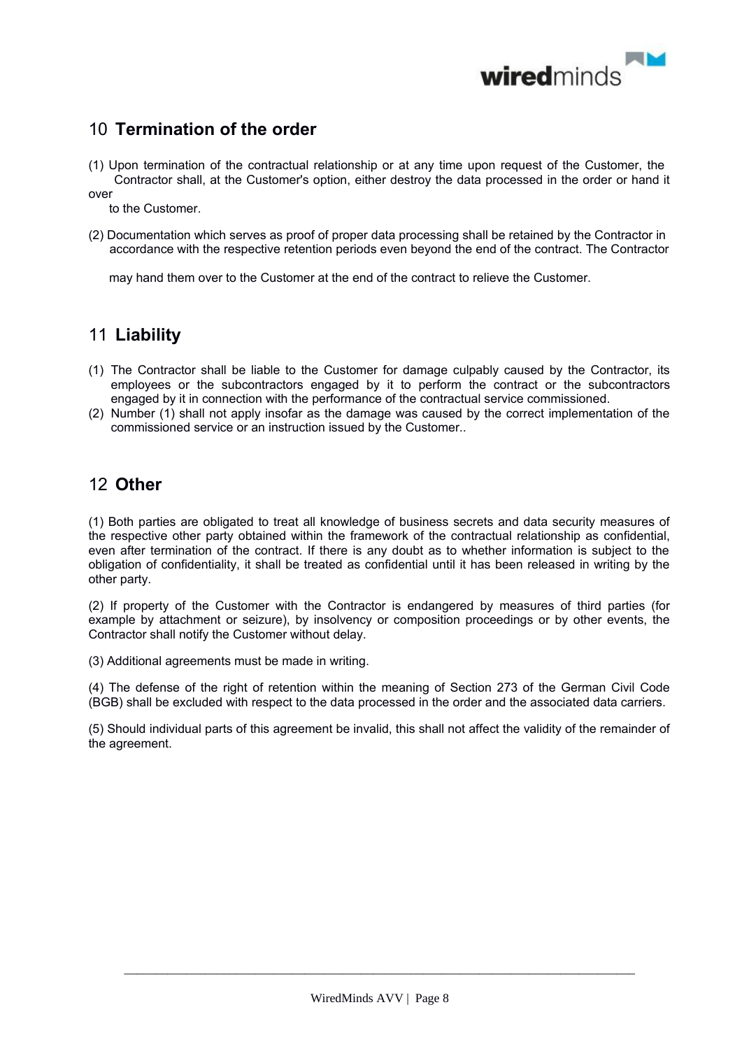## 10 Termination of the order

(1) Upon termination of the contractual relationship or at any time upon request of the Customer, the Contractor shall, at the Customer's option, either destroy the data processed in the order or hand it over to the Customer.

(2) Documentation which serves as proof of proper data processing shall be retained by the Contractor in accordance with the respective retention periods even beyond the end of the contract. The Contractor may hand them over to the Customer at the end of the contract to relieve the Customer.

## 11 Liability

(1) The Contractor shall be liable to the Customer for damage culpably caused by the Contractor, its employees or the subcontractors engaged by it to perform the contract or the subcontractors engaged by it in connection with the performance of the contractual service commissioned.

(2) Number (1) shall not apply insofar as the damage was caused by the correct implementation of the commissioned service or an instruction issued by the Customer..

## 12 Other

(1) Both parties are obligated to treat all knowledge of business secrets and data security measures of the respective other party obtained within the framework of the contractual relationship as confidential, even after termination of the contract. If there is any doubt as to whether information is subject to the obligation of confidentiality, it shall be treated as confidential until it has been released in writing by the other party.

(2) If property of the Customer with the Contractor is endangered by measures of third parties (for example by attachment or seizure), by insolvency or composition proceedings or by other events, the Contractor shall notify the Customer without delay.

(3) Additional agreements must be made in writing.

(4) The defense of the right of retention within the meaning of Section 273 of the German Civil Code (BGB) shall be excluded with respect to the data processed in the order and the associated data carriers.

(5) Should individual parts of this agreement be invalid, this shall not affect the validity of the remainder of the agreement.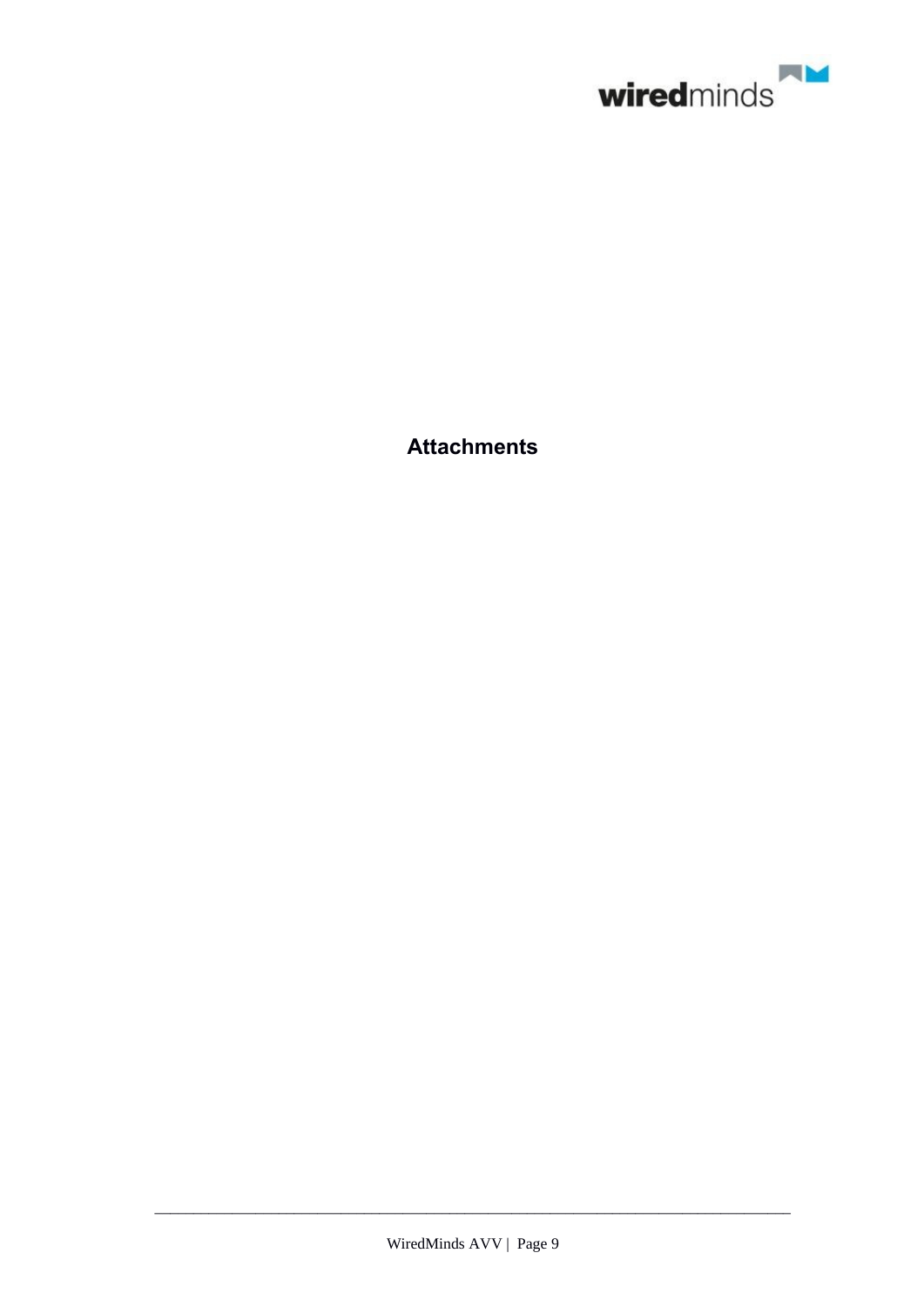# Attachments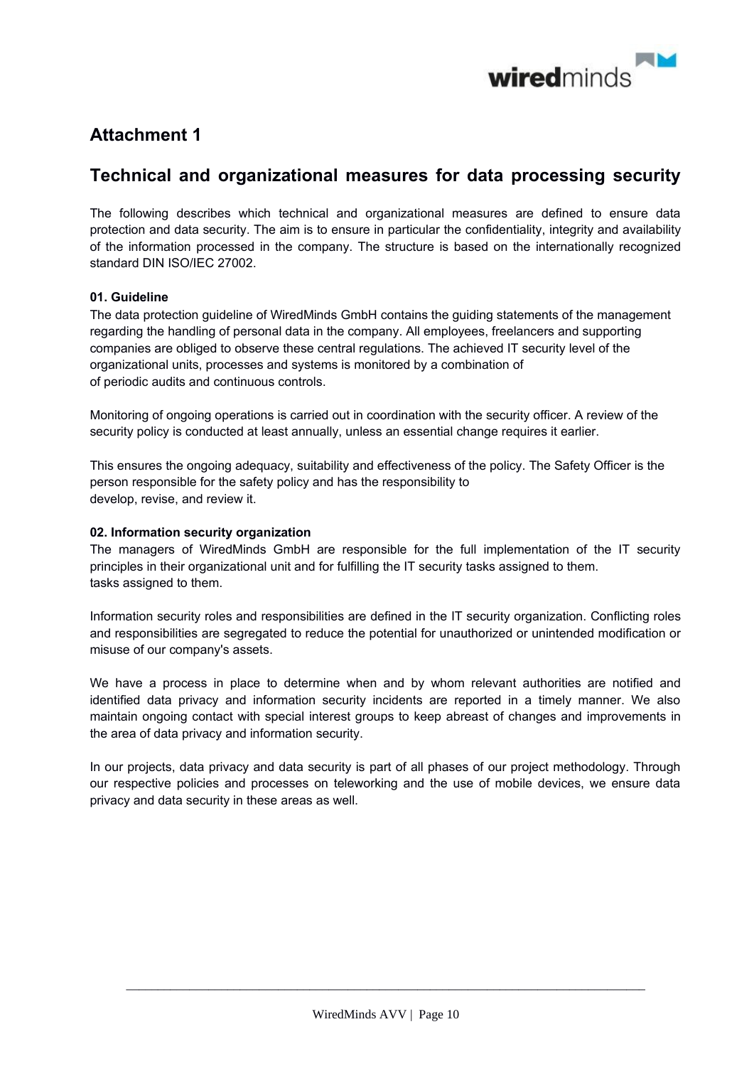## Attachment 1

## Technical and organizational measures for data processing security

The following describes which technical and organizational measures are defined to ensure data protection and data security. The aim is to ensure in particular the confidentiality, integrity and availability of the information processed in the company. The structure is based on the internationally recognized standard DIN ISO/IEC 27002.

**01. Guideline**

The data protection guideline of WiredMinds GmbH contains the guiding statements of the management regarding the handling of personal data in the company. All employees, freelancers and supporting companies are obliged to observe these central regulations. The achieved IT security level of the organizational units, processes and systems is monitored by a combination of of periodic audits and continuous controls.

Monitoring of ongoing operations is carried out in coordination with the security officer. A review of the security policy is conducted at least annually, unless an essential change requires it earlier.

This ensures the ongoing adequacy, suitability and effectiveness of the policy. The Safety Officer is the person responsible for the safety policy and has the responsibility to develop, revise, and review it.

**02. Information security organization**

The managers of WiredMinds GmbH are responsible for the full implementation of the IT security principles in their organizational unit and for fulfilling the IT security tasks assigned to them. tasks assigned to them.

Information security roles and responsibilities are defined in the IT security organization. Conflicting roles and responsibilities are segregated to reduce the potential for unauthorized or unintended modification or misuse of our company's assets.

We have a process in place to determine when and by whom relevant authorities are notified and identified data privacy and information security incidents are reported in a timely manner. We also maintain ongoing contact with special interest groups to keep abreast of changes and improvements in the area of data privacy and information security.

In our projects, data privacy and data security is part of all phases of our project methodology. Through our respective policies and processes on teleworking and the use of mobile devices, we ensure data privacy and data security in these areas as well.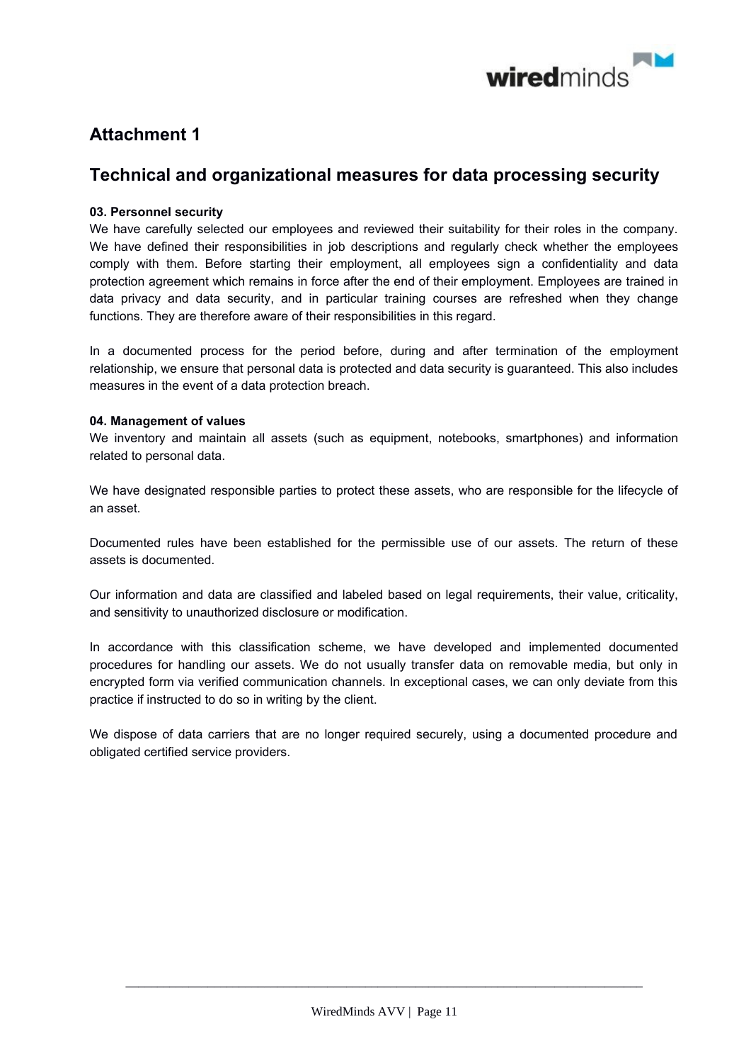## Attachment 1

## Technical and organizational measures for data processing security

**03. Personnel security**

We have carefully selected our employees and reviewed their suitability for their roles in the company. We have defined their responsibilities in job descriptions and regularly check whether the employees comply with them. Before starting their employment, all employees sign a confidentiality and data protection agreement which remains in force after the end of their employment. Employees are trained in data privacy and data security, and in particular training courses are refreshed when they change functions. They are therefore aware of their responsibilities in this regard.

In a documented process for the period before, during and after termination of the employment relationship, we ensure that personal data is protected and data security is guaranteed. This also includes measures in the event of a data protection breach.

**04. Management of values**

We inventory and maintain all assets (such as equipment, notebooks, smartphones) and information related to personal data.

We have designated responsible parties to protect these assets, who are responsible for the lifecycle of an asset.

Documented rules have been established for the permissible use of our assets. The return of these assets is documented.

Our information and data are classified and labeled based on legal requirements, their value, criticality, and sensitivity to unauthorized disclosure or modification.

In accordance with this classification scheme, we have developed and implemented documented procedures for handling our assets. We do not usually transfer data on removable media, but only in encrypted form via verified communication channels. In exceptional cases, we can only deviate from this practice if instructed to do so in writing by the client.

We dispose of data carriers that are no longer required securely, using a documented procedure and obligated certified service providers.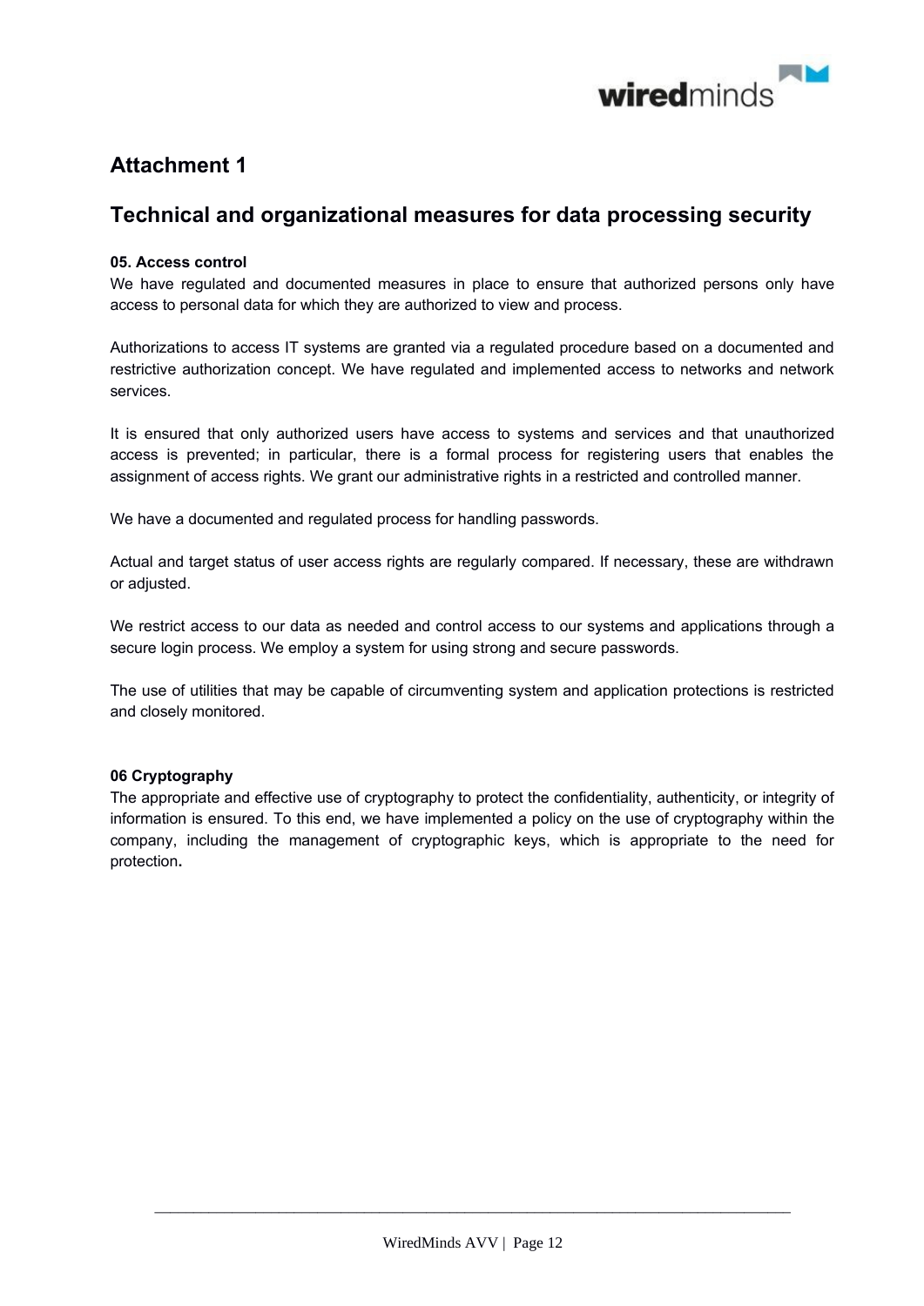## Attachment 1

## Technical and organizational measures for data processing security

**05. Access control**

We have regulated and documented measures in place to ensure that authorized persons only have access to personal data for which they are authorized to view and process.

Authorizations to access IT systems are granted via a regulated procedure based on a documented and restrictive authorization concept. We have regulated and implemented access to networks and network services.

It is ensured that only authorized users have access to systems and services and that unauthorized access is prevented; in particular, there is a formal process for registering users that enables the assignment of access rights. We grant our administrative rights in a restricted and controlled manner.

We have a documented and regulated process for handling passwords.

Actual and target status of user access rights are regularly compared. If necessary, these are withdrawn or adjusted.

We restrict access to our data as needed and control access to our systems and applications through a secure login process. We employ a system for using strong and secure passwords.

The use of utilities that may be capable of circumventing system and application protections is restricted and closely monitored.

**06 Cryptography**

The appropriate and effective use of cryptography to protect the confidentiality, authenticity, or integrity of information is ensured. To this end, we have implemented a policy on the use of cryptography within the company, including the management of cryptographic keys, which is appropriate to the need for protection**.**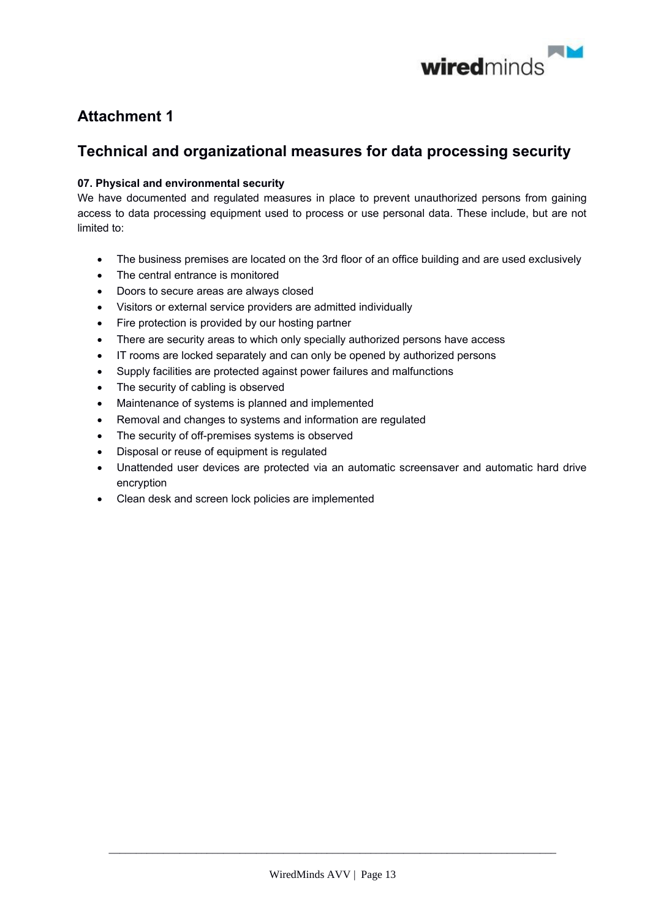## Attachment 1

## Technical and organizational measures for data processing security

**07. Physical and environmental security**

We have documented and regulated measures in place to prevent unauthorized persons from gaining access to data processing equipment used to process or use personal data. These include, but are not limited to:

- The business premises are located on the 3rd floor of an office building and are used exclusively
- The central entrance is monitored
- Doors to secure areas are always closed
- Visitors or external service providers are admitted individually
- Fire protection is provided by our hosting partner
- There are security areas to which only specially authorized persons have access
- IT rooms are locked separately and can only be opened by authorized persons
- Supply facilities are protected against power failures and malfunctions
- The security of cabling is observed
- Maintenance of systems is planned and implemented
- Removal and changes to systems and information are regulated
- The security of off-premises systems is observed
- Disposal or reuse of equipment is regulated
- Unattended user devices are protected via an automatic screensaver and automatic hard drive encryption
- Clean desk and screen lock policies are implemented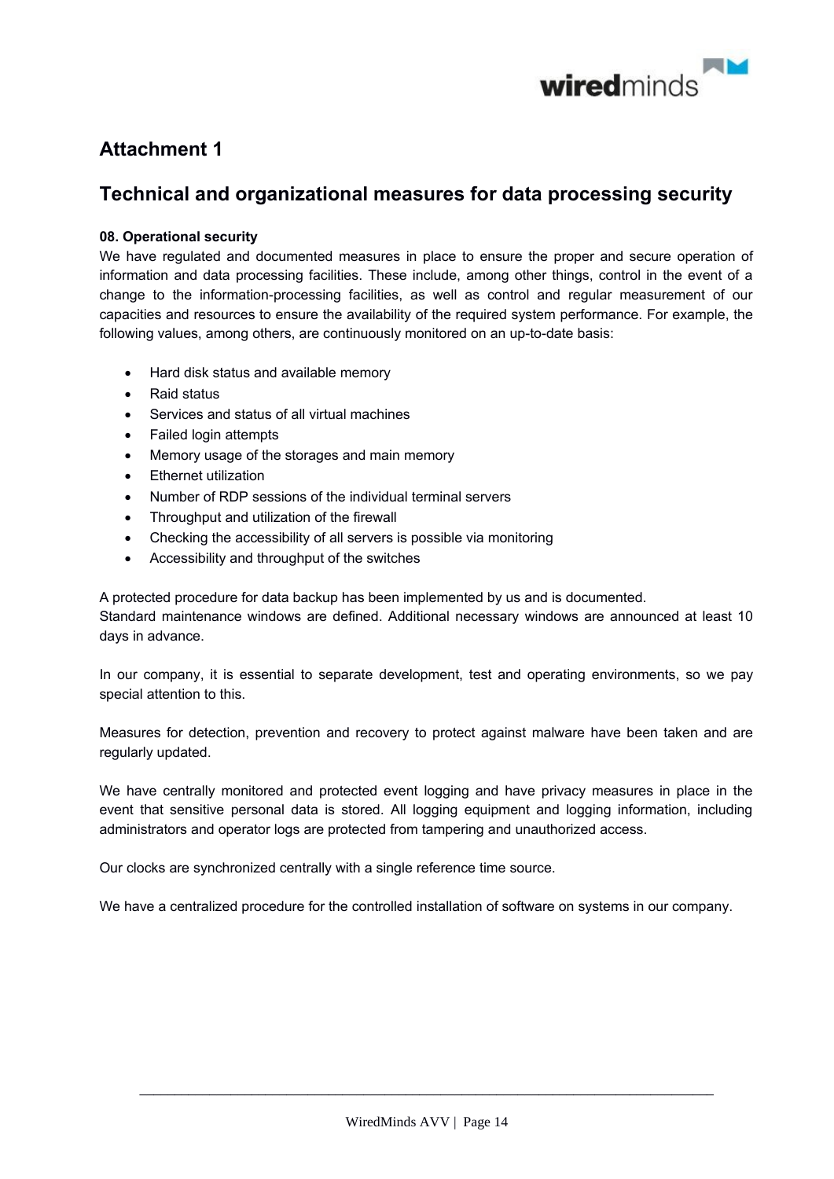## Attachment 1

## Technical and organizational measures for data processing security

**08. Operational security**

We have regulated and documented measures in place to ensure the proper and secure operation of information and data processing facilities. These include, among other things, control in the event of a change to the information-processing facilities, as well as control and regular measurement of our capacities and resources to ensure the availability of the required system performance. For example, the following values, among others, are continuously monitored on an up-to-date basis:

- Hard disk status and available memory
- Raid status
- Services and status of all virtual machines
- Failed login attempts
- Memory usage of the storages and main memory
- Ethernet utilization
- Number of RDP sessions of the individual terminal servers
- Throughput and utilization of the firewall
- Checking the accessibility of all servers is possible via monitoring
- Accessibility and throughput of the switches

A protected procedure for data backup has been implemented by us and is documented.
Standard maintenance windows are defined. Additional necessary windows are announced at least 10 days in advance.

In our company, it is essential to separate development, test and operating environments, so we pay special attention to this.

Measures for detection, prevention and recovery to protect against malware have been taken and are regularly updated.

We have centrally monitored and protected event logging and have privacy measures in place in the event that sensitive personal data is stored. All logging equipment and logging information, including administrators and operator logs are protected from tampering and unauthorized access.

Our clocks are synchronized centrally with a single reference time source.

We have a centralized procedure for the controlled installation of software on systems in our company.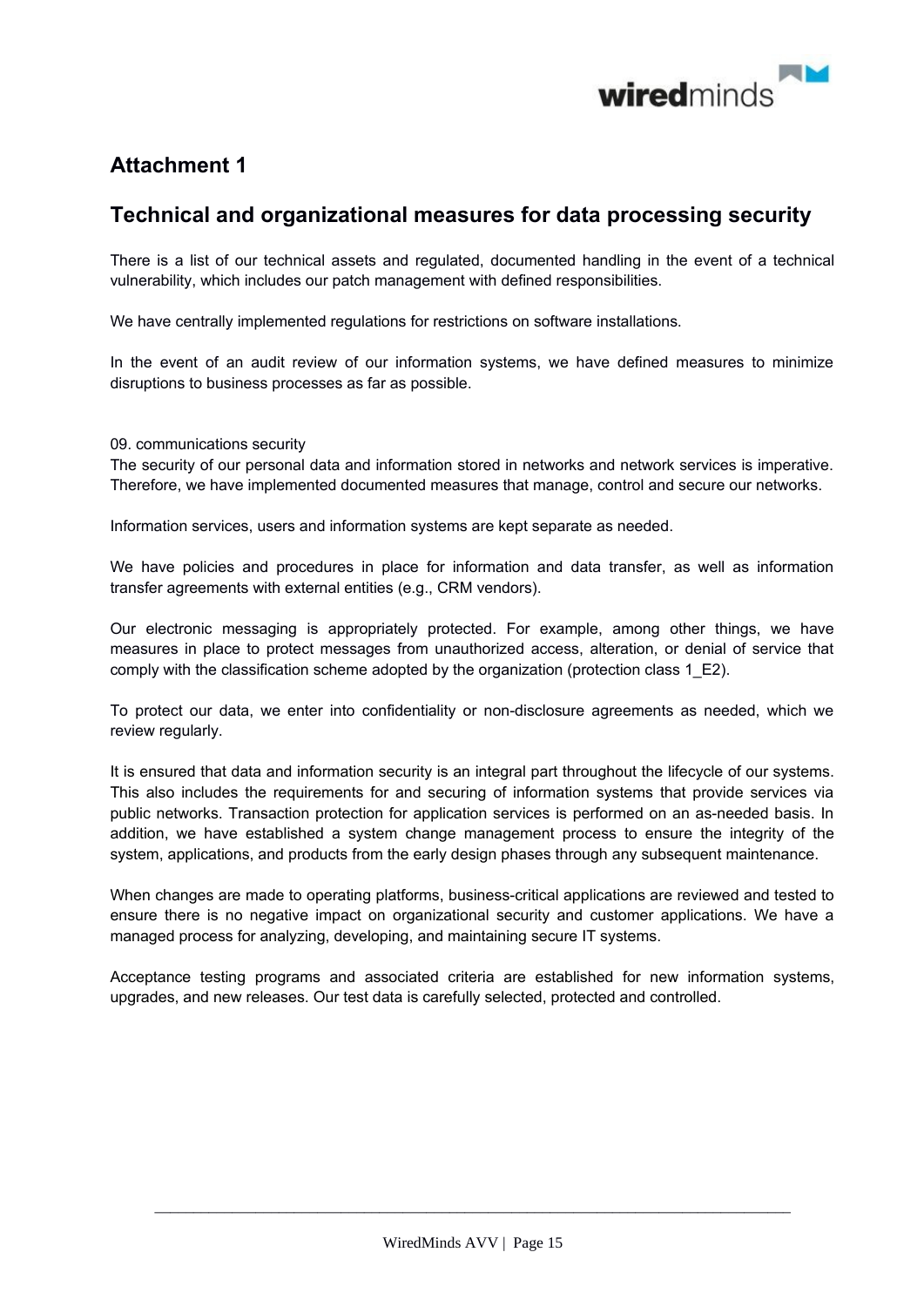## Attachment 1

## Technical and organizational measures for data processing security

There is a list of our technical assets and regulated, documented handling in the event of a technical vulnerability, which includes our patch management with defined responsibilities.

We have centrally implemented regulations for restrictions on software installations.

In the event of an audit review of our information systems, we have defined measures to minimize disruptions to business processes as far as possible.

09. communications security
The security of our personal data and information stored in networks and network services is imperative. Therefore, we have implemented documented measures that manage, control and secure our networks.

Information services, users and information systems are kept separate as needed.

We have policies and procedures in place for information and data transfer, as well as information transfer agreements with external entities (e.g., CRM vendors).

Our electronic messaging is appropriately protected. For example, among other things, we have measures in place to protect messages from unauthorized access, alteration, or denial of service that comply with the classification scheme adopted by the organization (protection class 1_E2).

To protect our data, we enter into confidentiality or non-disclosure agreements as needed, which we review regularly.

It is ensured that data and information security is an integral part throughout the lifecycle of our systems. This also includes the requirements for and securing of information systems that provide services via public networks. Transaction protection for application services is performed on an as-needed basis. In addition, we have established a system change management process to ensure the integrity of the system, applications, and products from the early design phases through any subsequent maintenance.

When changes are made to operating platforms, business-critical applications are reviewed and tested to ensure there is no negative impact on organizational security and customer applications. We have a managed process for analyzing, developing, and maintaining secure IT systems.

Acceptance testing programs and associated criteria are established for new information systems, upgrades, and new releases. Our test data is carefully selected, protected and controlled.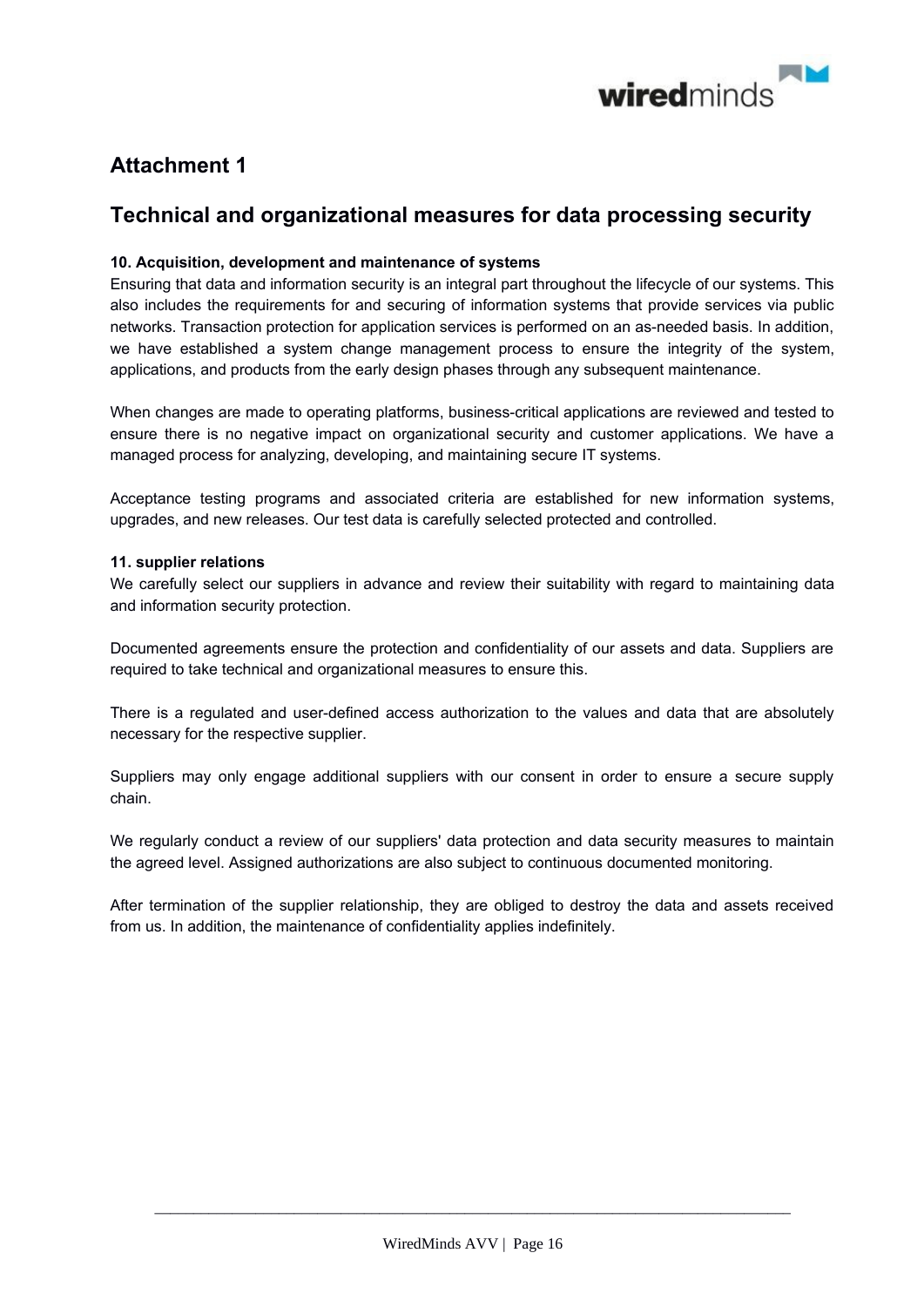## Attachment 1

## Technical and organizational measures for data processing security

**10. Acquisition, development and maintenance of systems**

Ensuring that data and information security is an integral part throughout the lifecycle of our systems. This also includes the requirements for and securing of information systems that provide services via public networks. Transaction protection for application services is performed on an as-needed basis. In addition, we have established a system change management process to ensure the integrity of the system, applications, and products from the early design phases through any subsequent maintenance.

When changes are made to operating platforms, business-critical applications are reviewed and tested to ensure there is no negative impact on organizational security and customer applications. We have a managed process for analyzing, developing, and maintaining secure IT systems.

Acceptance testing programs and associated criteria are established for new information systems, upgrades, and new releases. Our test data is carefully selected protected and controlled.

**11. supplier relations**

We carefully select our suppliers in advance and review their suitability with regard to maintaining data and information security protection.

Documented agreements ensure the protection and confidentiality of our assets and data. Suppliers are required to take technical and organizational measures to ensure this.

There is a regulated and user-defined access authorization to the values and data that are absolutely necessary for the respective supplier.

Suppliers may only engage additional suppliers with our consent in order to ensure a secure supply chain.

We regularly conduct a review of our suppliers' data protection and data security measures to maintain the agreed level. Assigned authorizations are also subject to continuous documented monitoring.

After termination of the supplier relationship, they are obliged to destroy the data and assets received from us. In addition, the maintenance of confidentiality applies indefinitely.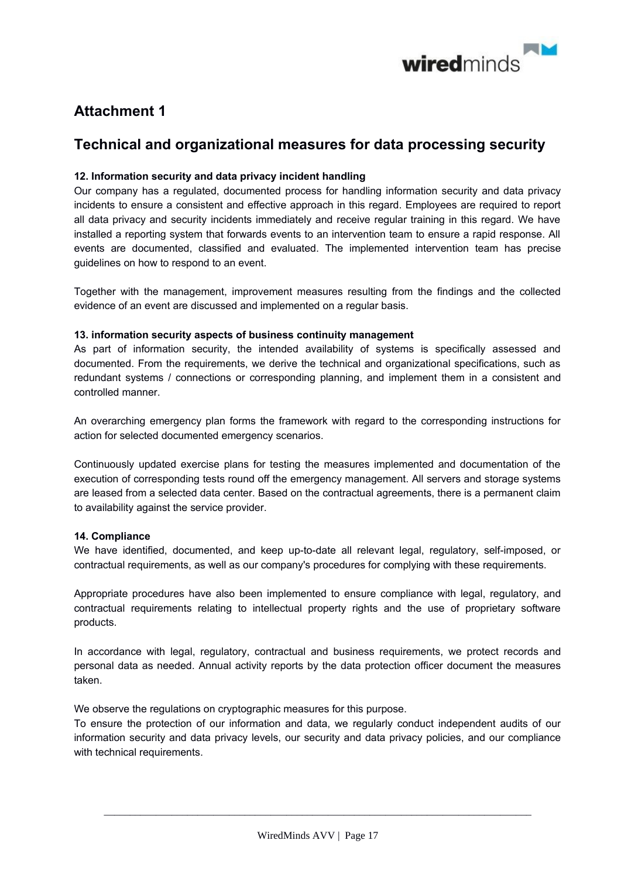## Attachment 1

## Technical and organizational measures for data processing security

**12. Information security and data privacy incident handling**

Our company has a regulated, documented process for handling information security and data privacy incidents to ensure a consistent and effective approach in this regard. Employees are required to report all data privacy and security incidents immediately and receive regular training in this regard. We have installed a reporting system that forwards events to an intervention team to ensure a rapid response. All events are documented, classified and evaluated. The implemented intervention team has precise guidelines on how to respond to an event.

Together with the management, improvement measures resulting from the findings and the collected evidence of an event are discussed and implemented on a regular basis.

**13. information security aspects of business continuity management**

As part of information security, the intended availability of systems is specifically assessed and documented. From the requirements, we derive the technical and organizational specifications, such as redundant systems / connections or corresponding planning, and implement them in a consistent and controlled manner.

An overarching emergency plan forms the framework with regard to the corresponding instructions for action for selected documented emergency scenarios.

Continuously updated exercise plans for testing the measures implemented and documentation of the execution of corresponding tests round off the emergency management. All servers and storage systems are leased from a selected data center. Based on the contractual agreements, there is a permanent claim to availability against the service provider.

**14. Compliance**

We have identified, documented, and keep up-to-date all relevant legal, regulatory, self-imposed, or contractual requirements, as well as our company's procedures for complying with these requirements.

Appropriate procedures have also been implemented to ensure compliance with legal, regulatory, and contractual requirements relating to intellectual property rights and the use of proprietary software products.

In accordance with legal, regulatory, contractual and business requirements, we protect records and personal data as needed. Annual activity reports by the data protection officer document the measures taken.

We observe the regulations on cryptographic measures for this purpose.
To ensure the protection of our information and data, we regularly conduct independent audits of our information security and data privacy levels, our security and data privacy policies, and our compliance with technical requirements.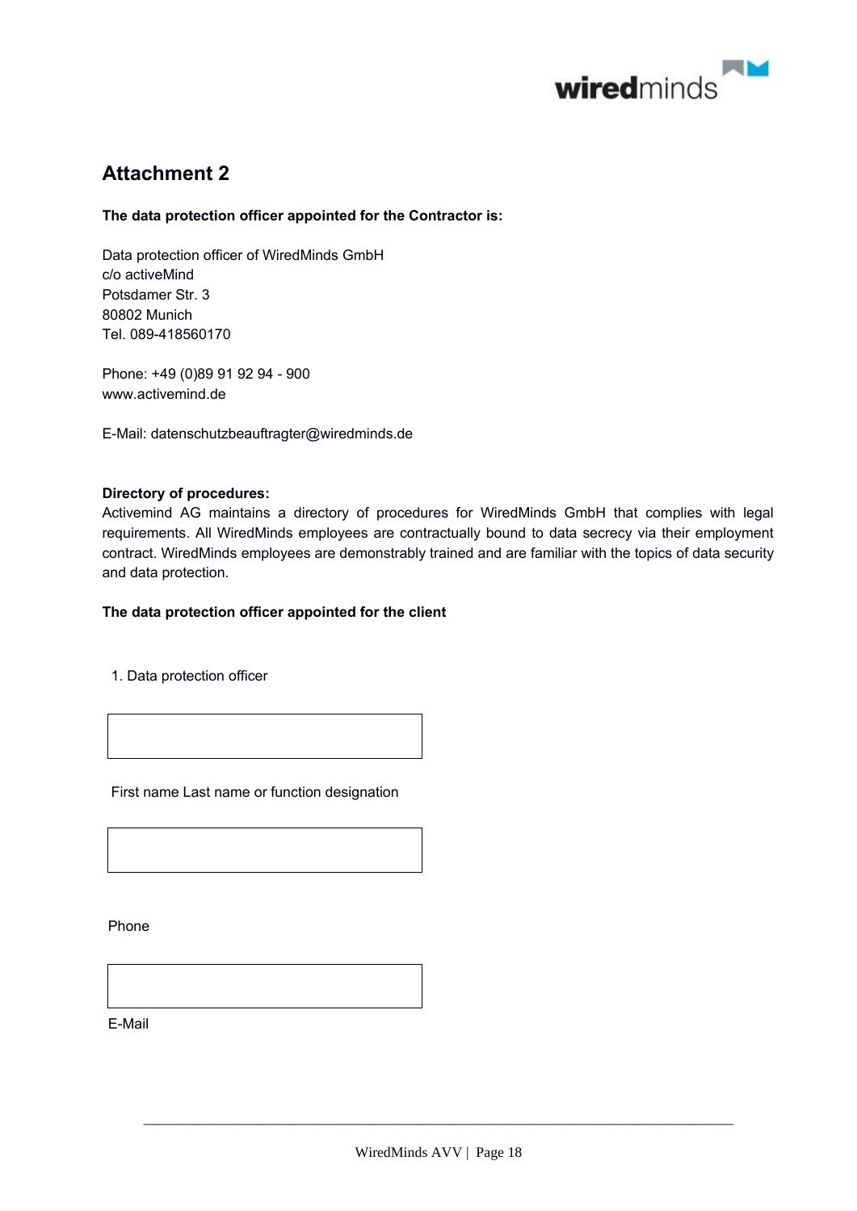## Attachment 2

**The data protection officer appointed for the Contractor is:**

Data protection officer of WiredMinds GmbH
c/o activeMind
Potsdamer Str. 3
80802 Munich
Tel. 089-418560170

Phone: +49 (0)89 91 92 94 - 900
www.activemind.de

E-Mail: datenschutzbeauftragter@wiredminds.de

**Directory of procedures:**
Activemind AG maintains a directory of procedures for WiredMinds GmbH that complies with legal requirements. All WiredMinds employees are contractually bound to data secrecy via their employment contract. WiredMinds employees are demonstrably trained and are familiar with the topics of data security and data protection.

**The data protection officer appointed for the client**

1. Data protection officer

| |
|---|
| |

First name Last name or function designation

| |
|---|
| |

Phone

| |
|---|
| |

E-Mail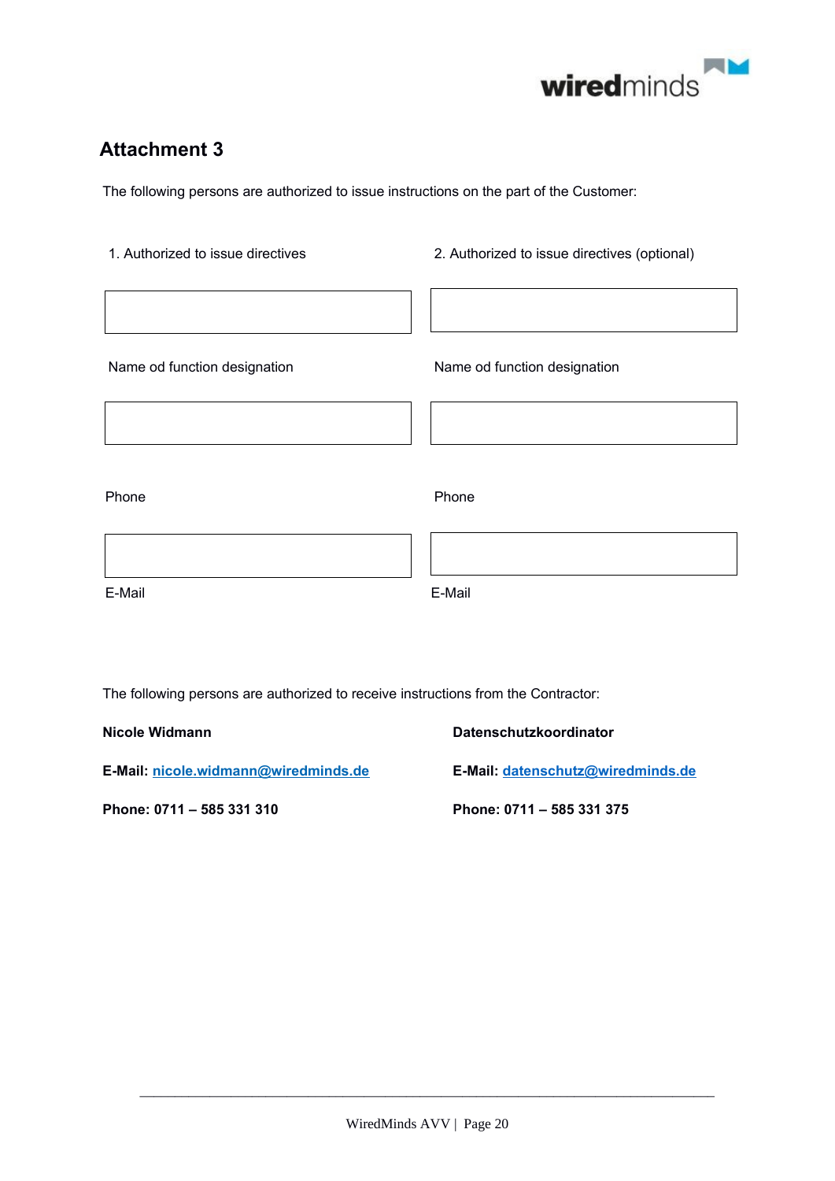# Attachment 3

The following persons are authorized to issue instructions on the part of the Customer:

| 1. Authorized to issue directives | 2. Authorized to issue directives (optional) |
| --- | --- |
| | |
| Name od function designation | Name od function designation |
| | |
| Phone | Phone |
| | |
| E-Mail | E-Mail |

The following persons are authorized to receive instructions from the Contractor:

**Nicole Widmann**

**E-Mail:** **nicole.widmann@wiredminds.de**

**Phone: 0711 – 585 331 310**

**Datenschutzkoordinator**

**E-Mail:** **datenschutz@wiredminds.de**

**Phone: 0711 – 585 331 375**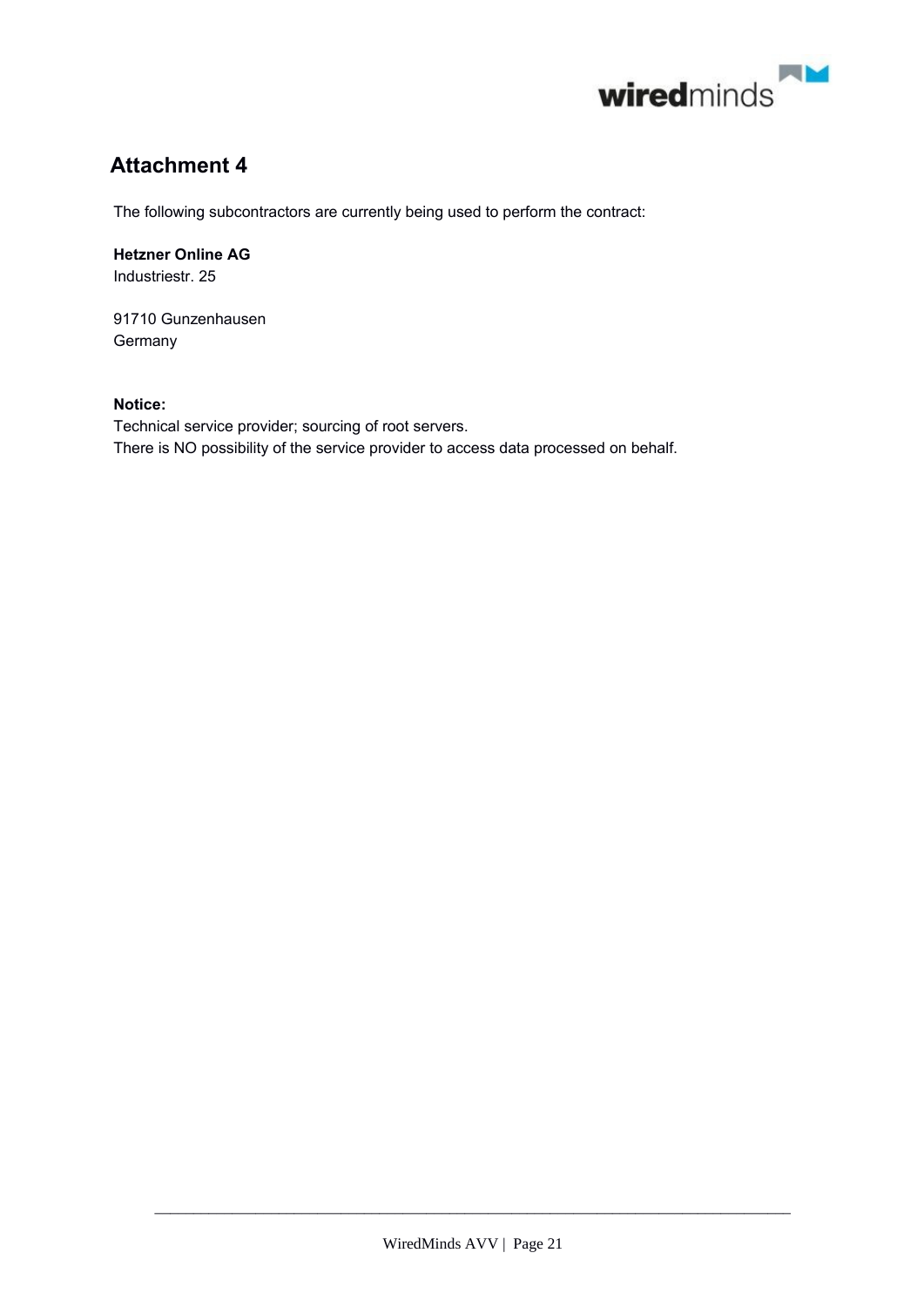# Attachment 4

The following subcontractors are currently being used to perform the contract:

**Hetzner Online AG**
Industriestr. 25

91710 Gunzenhausen
Germany

**Notice:**
Technical service provider; sourcing of root servers.
There is NO possibility of the service provider to access data processed on behalf.